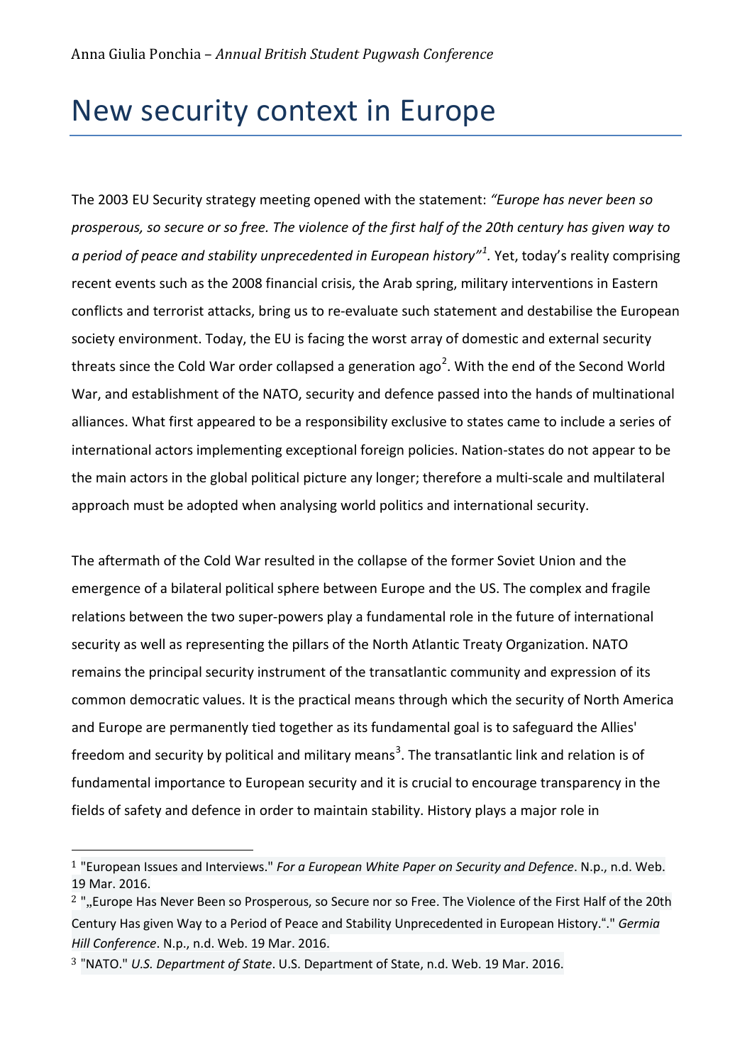Anna Giulia Ponchia – *Annual British Student Pugwash Conference*

# New security context in Europe

The 2003 EU Security strategy meeting opened with the statement: *"Europe has never been so prosperous, so secure or so free. The violence of the first half of the 20th century has given way to a period of peace and stability unprecedented in European history"*[1]. Yet, today's reality comprising recent events such as the 2008 financial crisis, the Arab spring, military interventions in Eastern conflicts and terrorist attacks, bring us to re-evaluate such statement and destabilise the European society environment. Today, the EU is facing the worst array of domestic and external security threats since the Cold War order collapsed a generation ago[2]. With the end of the Second World War, and establishment of the NATO, security and defence passed into the hands of multinational alliances. What first appeared to be a responsibility exclusive to states came to include a series of international actors implementing exceptional foreign policies. Nation-states do not appear to be the main actors in the global political picture any longer; therefore a multi-scale and multilateral approach must be adopted when analysing world politics and international security.

The aftermath of the Cold War resulted in the collapse of the former Soviet Union and the emergence of a bilateral political sphere between Europe and the US. The complex and fragile relations between the two super-powers play a fundamental role in the future of international security as well as representing the pillars of the North Atlantic Treaty Organization. NATO remains the principal security instrument of the transatlantic community and expression of its common democratic values. It is the practical means through which the security of North America and Europe are permanently tied together as its fundamental goal is to safeguard the Allies' freedom and security by political and military means[3]. The transatlantic link and relation is of fundamental importance to European security and it is crucial to encourage transparency in the fields of safety and defence in order to maintain stability. History plays a major role in

---

[1] "European Issues and Interviews." *For a European White Paper on Security and Defence*. N.p., n.d. Web. 19 Mar. 2016.

[2] "„Europe Has Never Been so Prosperous, so Secure nor so Free. The Violence of the First Half of the 20th Century Has given Way to a Period of Peace and Stability Unprecedented in European History."." *Germia Hill Conference*. N.p., n.d. Web. 19 Mar. 2016.

[3] "NATO." *U.S. Department of State*. U.S. Department of State, n.d. Web. 19 Mar. 2016.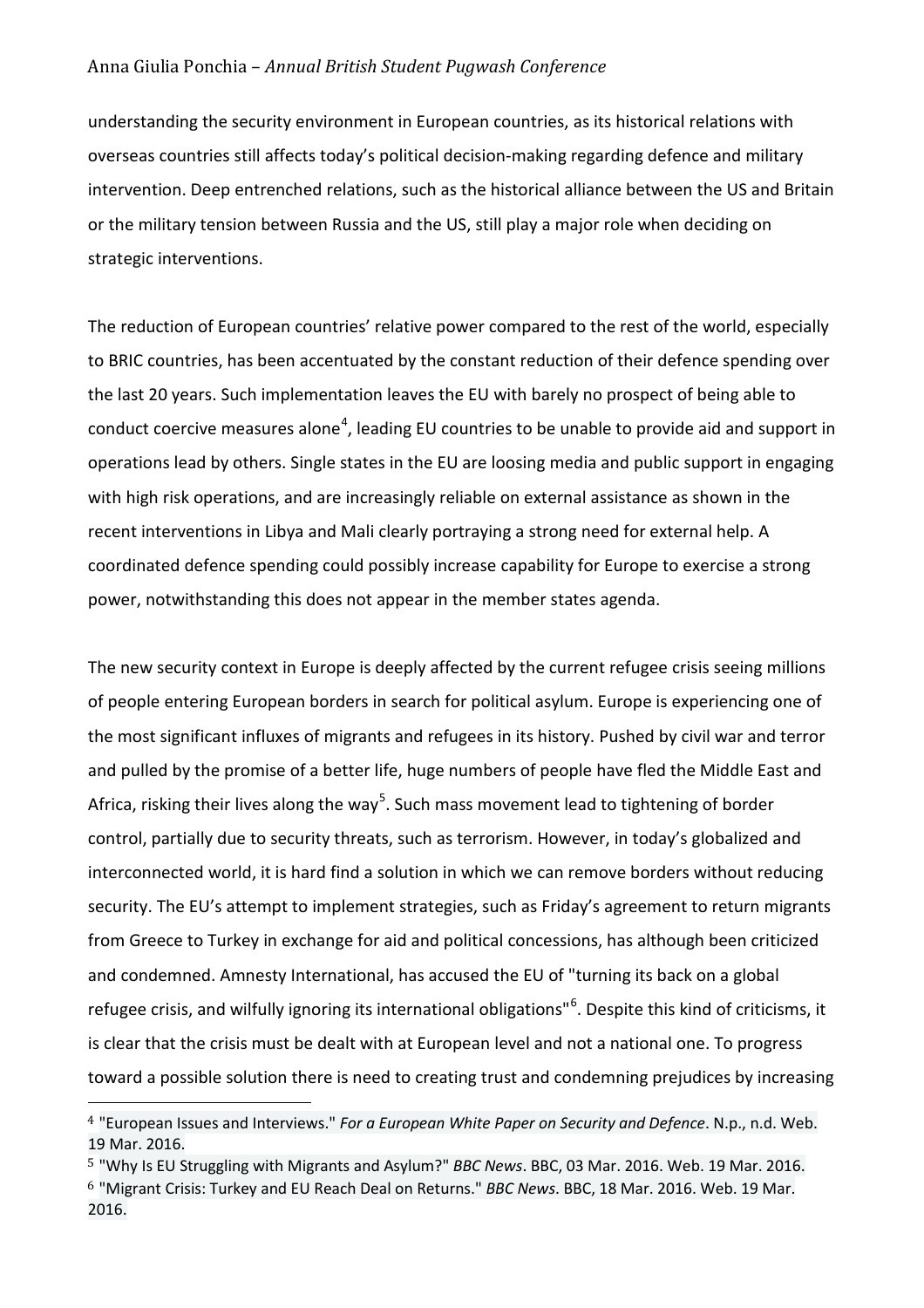understanding the security environment in European countries, as its historical relations with overseas countries still affects today's political decision-making regarding defence and military intervention. Deep entrenched relations, such as the historical alliance between the US and Britain or the military tension between Russia and the US, still play a major role when deciding on strategic interventions.

The reduction of European countries' relative power compared to the rest of the world, especially to BRIC countries, has been accentuated by the constant reduction of their defence spending over the last 20 years. Such implementation leaves the EU with barely no prospect of being able to conduct coercive measures alone[4], leading EU countries to be unable to provide aid and support in operations lead by others. Single states in the EU are loosing media and public support in engaging with high risk operations, and are increasingly reliable on external assistance as shown in the recent interventions in Libya and Mali clearly portraying a strong need for external help. A coordinated defence spending could possibly increase capability for Europe to exercise a strong power, notwithstanding this does not appear in the member states agenda.

The new security context in Europe is deeply affected by the current refugee crisis seeing millions of people entering European borders in search for political asylum. Europe is experiencing one of the most significant influxes of migrants and refugees in its history. Pushed by civil war and terror and pulled by the promise of a better life, huge numbers of people have fled the Middle East and Africa, risking their lives along the way[5]. Such mass movement lead to tightening of border control, partially due to security threats, such as terrorism. However, in today's globalized and interconnected world, it is hard find a solution in which we can remove borders without reducing security. The EU's attempt to implement strategies, such as Friday's agreement to return migrants from Greece to Turkey in exchange for aid and political concessions, has although been criticized and condemned. Amnesty International, has accused the EU of "turning its back on a global refugee crisis, and wilfully ignoring its international obligations"[6]. Despite this kind of criticisms, it is clear that the crisis must be dealt with at European level and not a national one. To progress toward a possible solution there is need to creating trust and condemning prejudices by increasing

[4] "European Issues and Interviews." *For a European White Paper on Security and Defence*. N.p., n.d. Web. 19 Mar. 2016.

[5] "Why Is EU Struggling with Migrants and Asylum?" *BBC News*. BBC, 03 Mar. 2016. Web. 19 Mar. 2016.

[6] "Migrant Crisis: Turkey and EU Reach Deal on Returns." *BBC News*. BBC, 18 Mar. 2016. Web. 19 Mar. 2016.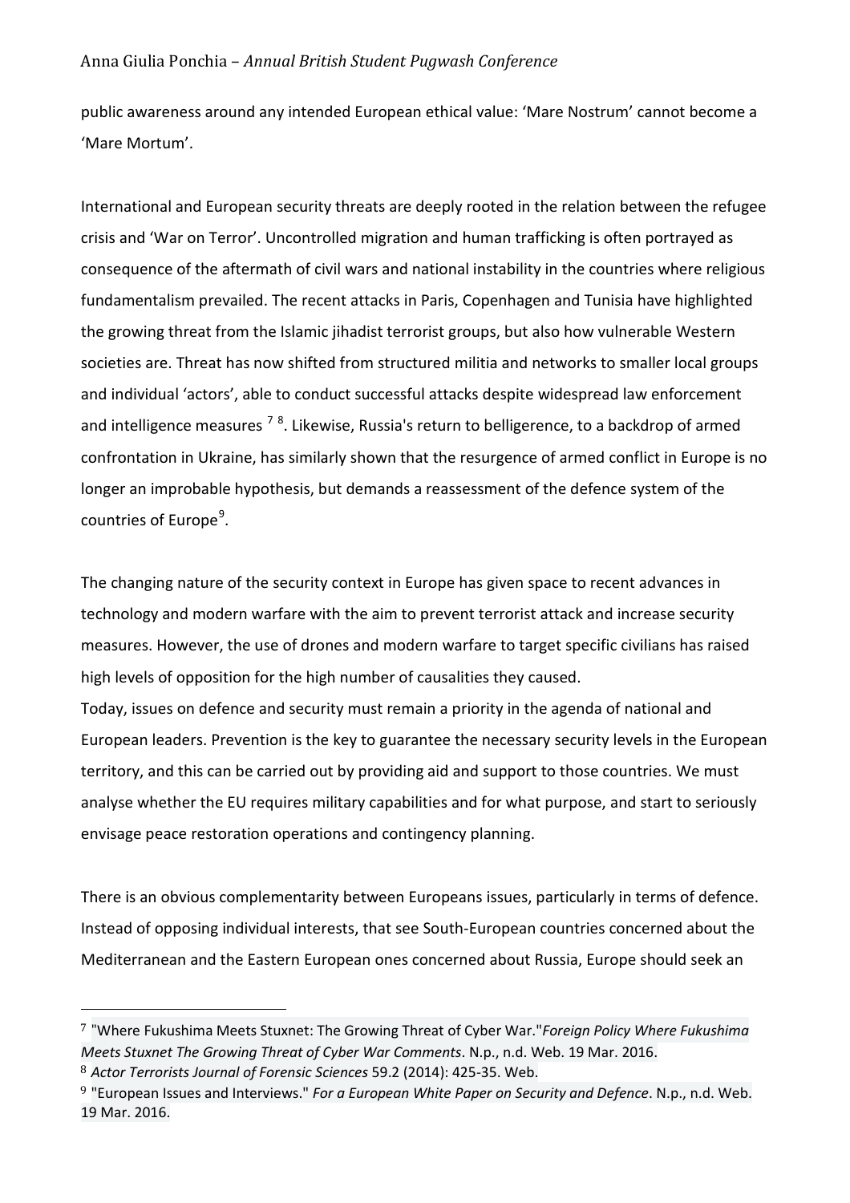public awareness around any intended European ethical value: 'Mare Nostrum' cannot become a 'Mare Mortum'.

International and European security threats are deeply rooted in the relation between the refugee crisis and 'War on Terror'. Uncontrolled migration and human trafficking is often portrayed as consequence of the aftermath of civil wars and national instability in the countries where religious fundamentalism prevailed. The recent attacks in Paris, Copenhagen and Tunisia have highlighted the growing threat from the Islamic jihadist terrorist groups, but also how vulnerable Western societies are. Threat has now shifted from structured militia and networks to smaller local groups and individual 'actors', able to conduct successful attacks despite widespread law enforcement and intelligence measures [7] [8]. Likewise, Russia's return to belligerence, to a backdrop of armed confrontation in Ukraine, has similarly shown that the resurgence of armed conflict in Europe is no longer an improbable hypothesis, but demands a reassessment of the defence system of the countries of Europe[9].

The changing nature of the security context in Europe has given space to recent advances in technology and modern warfare with the aim to prevent terrorist attack and increase security measures. However, the use of drones and modern warfare to target specific civilians has raised high levels of opposition for the high number of causalities they caused.

Today, issues on defence and security must remain a priority in the agenda of national and European leaders. Prevention is the key to guarantee the necessary security levels in the European territory, and this can be carried out by providing aid and support to those countries. We must analyse whether the EU requires military capabilities and for what purpose, and start to seriously envisage peace restoration operations and contingency planning.

There is an obvious complementarity between Europeans issues, particularly in terms of defence. Instead of opposing individual interests, that see South-European countries concerned about the Mediterranean and the Eastern European ones concerned about Russia, Europe should seek an

---

[7] "Where Fukushima Meets Stuxnet: The Growing Threat of Cyber War."*Foreign Policy Where Fukushima Meets Stuxnet The Growing Threat of Cyber War Comments*. N.p., n.d. Web. 19 Mar. 2016.

[8] *Actor Terrorists Journal of Forensic Sciences* 59.2 (2014): 425-35. Web.

[9] "European Issues and Interviews." *For a European White Paper on Security and Defence*. N.p., n.d. Web. 19 Mar. 2016.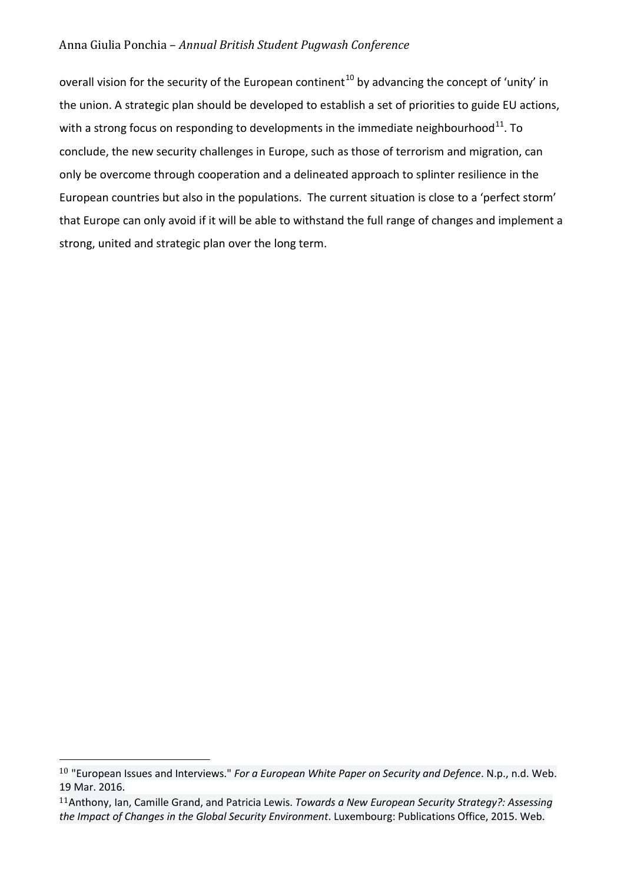overall vision for the security of the European continent[10] by advancing the concept of 'unity' in the union. A strategic plan should be developed to establish a set of priorities to guide EU actions, with a strong focus on responding to developments in the immediate neighbourhood[11]. To conclude, the new security challenges in Europe, such as those of terrorism and migration, can only be overcome through cooperation and a delineated approach to splinter resilience in the European countries but also in the populations. The current situation is close to a 'perfect storm' that Europe can only avoid if it will be able to withstand the full range of changes and implement a strong, united and strategic plan over the long term.

---

[10] "European Issues and Interviews." *For a European White Paper on Security and Defence*. N.p., n.d. Web. 19 Mar. 2016.

[11] Anthony, Ian, Camille Grand, and Patricia Lewis. *Towards a New European Security Strategy?: Assessing the Impact of Changes in the Global Security Environment*. Luxembourg: Publications Office, 2015. Web.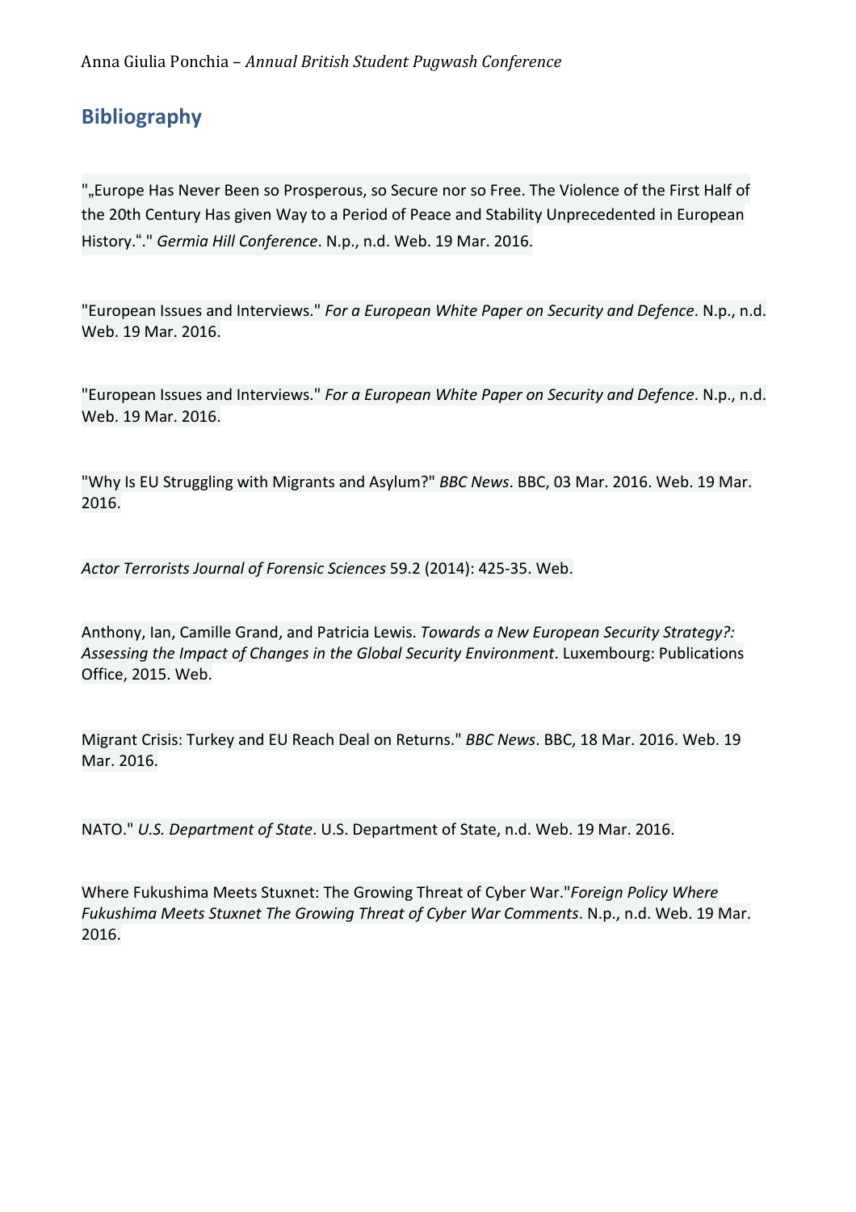## Bibliography

"„Europe Has Never Been so Prosperous, so Secure nor so Free. The Violence of the First Half of the 20th Century Has given Way to a Period of Peace and Stability Unprecedented in European History.“." *Germia Hill Conference*. N.p., n.d. Web. 19 Mar. 2016.

"European Issues and Interviews." *For a European White Paper on Security and Defence*. N.p., n.d. Web. 19 Mar. 2016.

"European Issues and Interviews." *For a European White Paper on Security and Defence*. N.p., n.d. Web. 19 Mar. 2016.

"Why Is EU Struggling with Migrants and Asylum?" *BBC News*. BBC, 03 Mar. 2016. Web. 19 Mar. 2016.

*Actor Terrorists Journal of Forensic Sciences* 59.2 (2014): 425-35. Web.

Anthony, Ian, Camille Grand, and Patricia Lewis. *Towards a New European Security Strategy?: Assessing the Impact of Changes in the Global Security Environment*. Luxembourg: Publications Office, 2015. Web.

Migrant Crisis: Turkey and EU Reach Deal on Returns." *BBC News*. BBC, 18 Mar. 2016. Web. 19 Mar. 2016.

NATO." *U.S. Department of State*. U.S. Department of State, n.d. Web. 19 Mar. 2016.

Where Fukushima Meets Stuxnet: The Growing Threat of Cyber War."*Foreign Policy Where Fukushima Meets Stuxnet The Growing Threat of Cyber War Comments*. N.p., n.d. Web. 19 Mar. 2016.